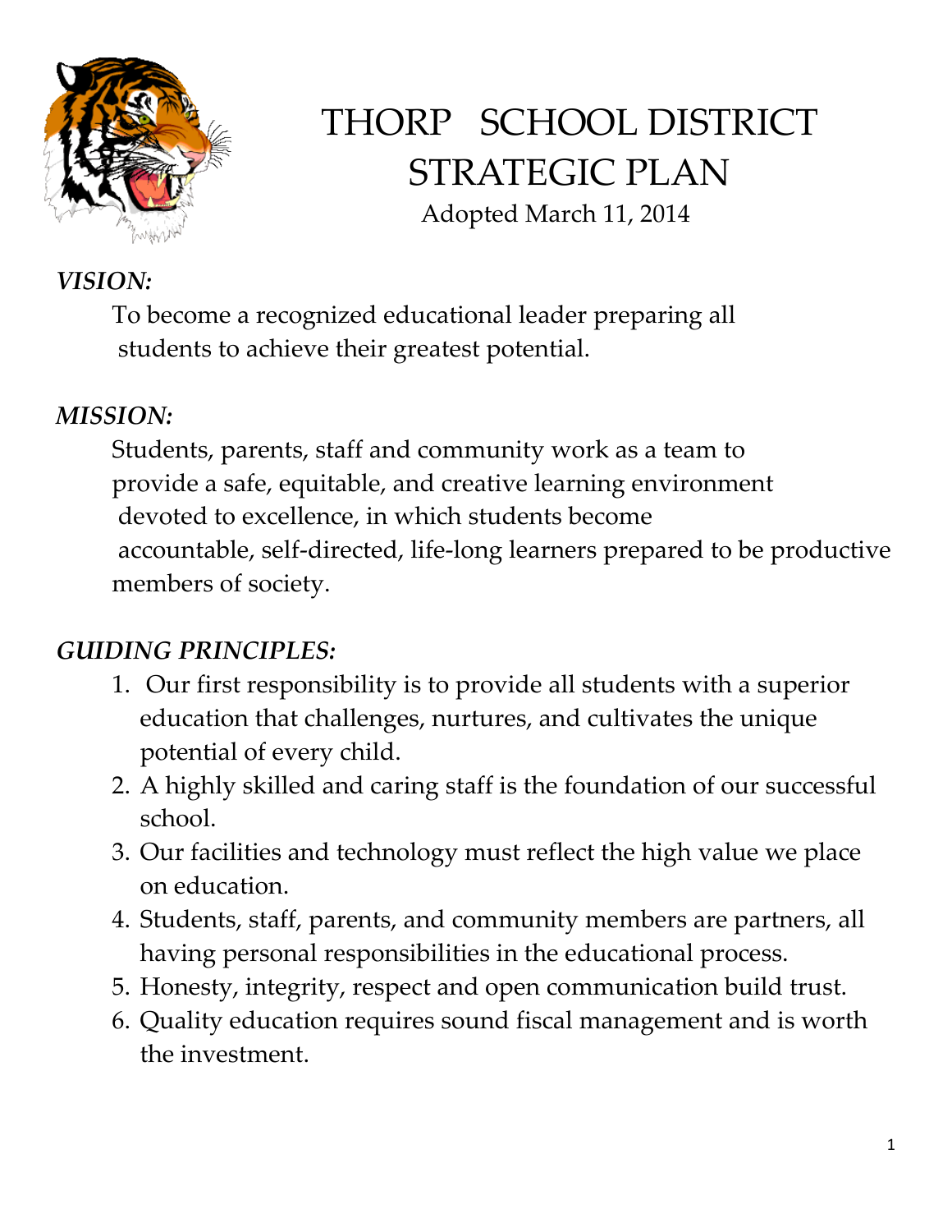# THORP SCHOOL DISTRICT STRATEGIC PLAN

Adopted March 11, 2014

***VISION:***

To become a recognized educational leader preparing all students to achieve their greatest potential.

***MISSION:***

Students, parents, staff and community work as a team to provide a safe, equitable, and creative learning environment devoted to excellence, in which students become accountable, self-directed, life-long learners prepared to be productive members of society.

***GUIDING PRINCIPLES:***

1. Our first responsibility is to provide all students with a superior education that challenges, nurtures, and cultivates the unique potential of every child.
2. A highly skilled and caring staff is the foundation of our successful school.
3. Our facilities and technology must reflect the high value we place on education.
4. Students, staff, parents, and community members are partners, all having personal responsibilities in the educational process.
5. Honesty, integrity, respect and open communication build trust.
6. Quality education requires sound fiscal management and is worth the investment.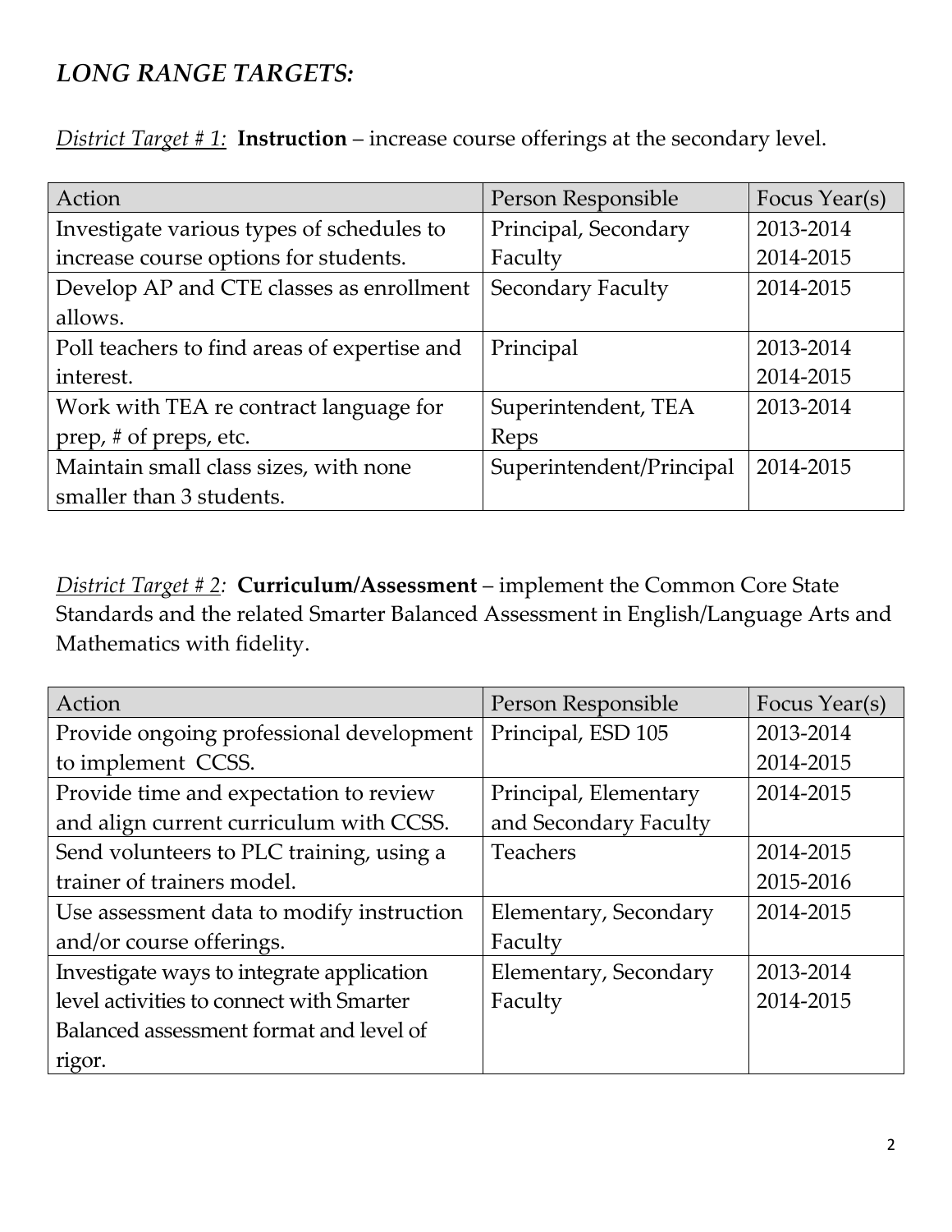## *LONG RANGE TARGETS:*

*District Target # 1:* **Instruction** – increase course offerings at the secondary level.

| Action | Person Responsible | Focus Year(s) |
| --- | --- | --- |
| Investigate various types of schedules to increase course options for students. | Principal, Secondary Faculty | 2013-2014<br>2014-2015 |
| Develop AP and CTE classes as enrollment allows. | Secondary Faculty | 2014-2015 |
| Poll teachers to find areas of expertise and interest. | Principal | 2013-2014<br>2014-2015 |
| Work with TEA re contract language for prep, # of preps, etc. | Superintendent, TEA Reps | 2013-2014 |
| Maintain small class sizes, with none smaller than 3 students. | Superintendent/Principal | 2014-2015 |

*District Target # 2:* **Curriculum/Assessment** – implement the Common Core State Standards and the related Smarter Balanced Assessment in English/Language Arts and Mathematics with fidelity.

| Action | Person Responsible | Focus Year(s) |
| --- | --- | --- |
| Provide ongoing professional development to implement CCSS. | Principal, ESD 105 | 2013-2014<br>2014-2015 |
| Provide time and expectation to review and align current curriculum with CCSS. | Principal, Elementary and Secondary Faculty | 2014-2015 |
| Send volunteers to PLC training, using a trainer of trainers model. | Teachers | 2014-2015<br>2015-2016 |
| Use assessment data to modify instruction and/or course offerings. | Elementary, Secondary Faculty | 2014-2015 |
| Investigate ways to integrate application level activities to connect with Smarter Balanced assessment format and level of rigor. | Elementary, Secondary Faculty | 2013-2014<br>2014-2015 |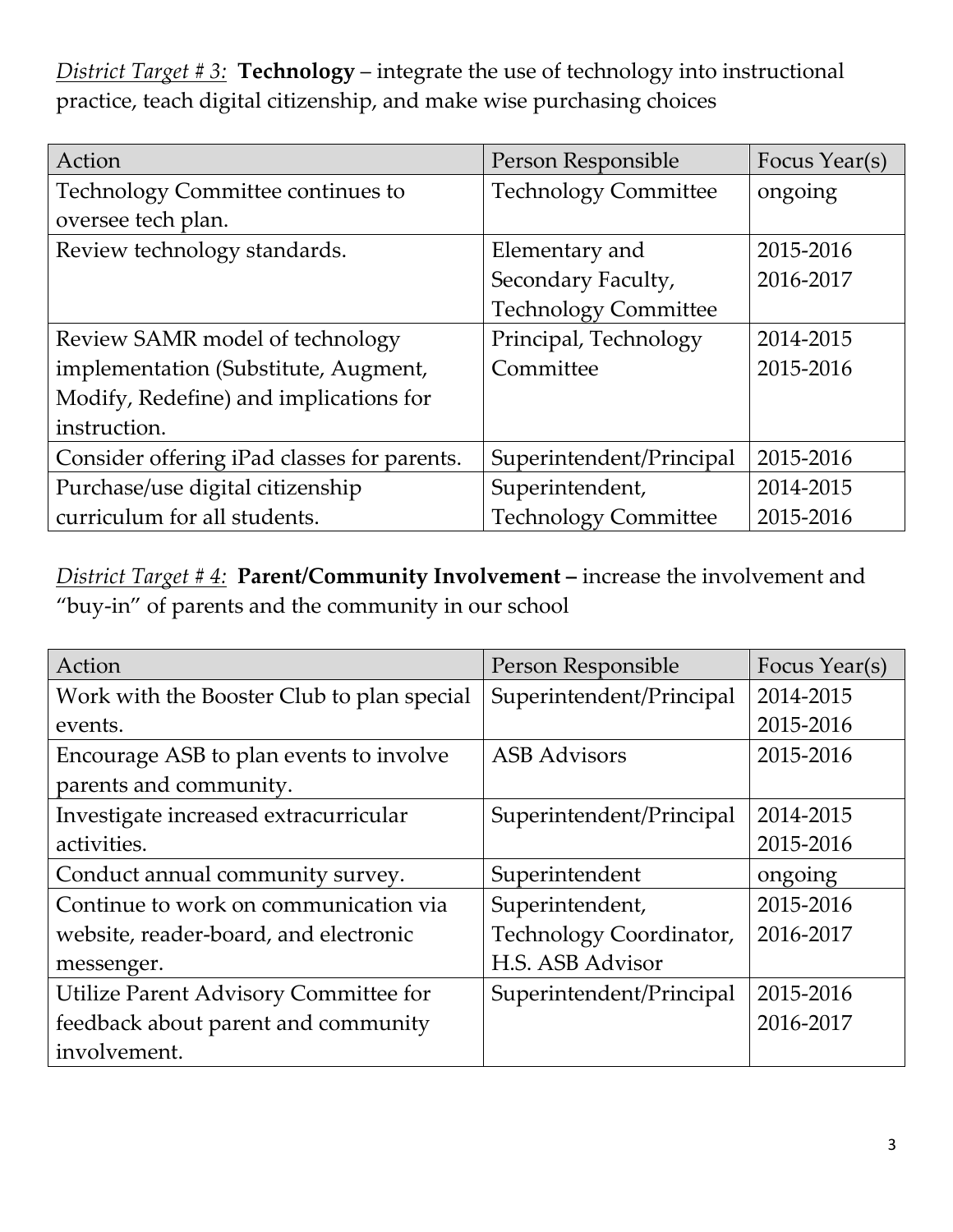*District Target # 3:* **Technology** – integrate the use of technology into instructional practice, teach digital citizenship, and make wise purchasing choices

| Action | Person Responsible | Focus Year(s) |
| --- | --- | --- |
| Technology Committee continues to oversee tech plan. | Technology Committee | ongoing |
| Review technology standards. | Elementary and Secondary Faculty, Technology Committee | 2015-2016 2016-2017 |
| Review SAMR model of technology implementation (Substitute, Augment, Modify, Redefine) and implications for instruction. | Principal, Technology Committee | 2014-2015 2015-2016 |
| Consider offering iPad classes for parents. | Superintendent/Principal | 2015-2016 |
| Purchase/use digital citizenship curriculum for all students. | Superintendent, Technology Committee | 2014-2015 2015-2016 |

*District Target # 4:* **Parent/Community Involvement –** increase the involvement and "buy-in" of parents and the community in our school

| Action | Person Responsible | Focus Year(s) |
| --- | --- | --- |
| Work with the Booster Club to plan special events. | Superintendent/Principal | 2014-2015 2015-2016 |
| Encourage ASB to plan events to involve parents and community. | ASB Advisors | 2015-2016 |
| Investigate increased extracurricular activities. | Superintendent/Principal | 2014-2015 2015-2016 |
| Conduct annual community survey. | Superintendent | ongoing |
| Continue to work on communication via website, reader-board, and electronic messenger. | Superintendent, Technology Coordinator, H.S. ASB Advisor | 2015-2016 2016-2017 |
| Utilize Parent Advisory Committee for feedback about parent and community involvement. | Superintendent/Principal | 2015-2016 2016-2017 |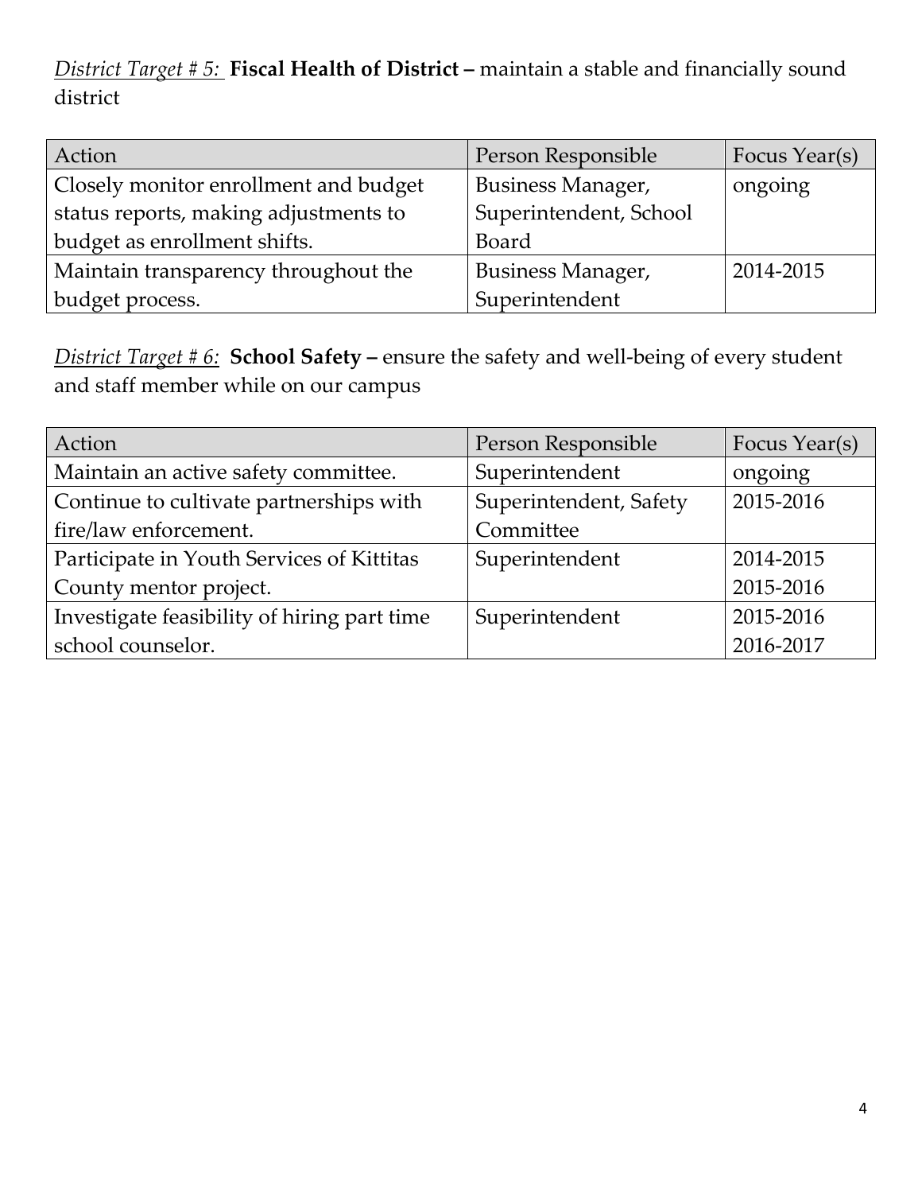*<u>District Target # 5:</u>* **Fiscal Health of District –** maintain a stable and financially sound district

| Action | Person Responsible | Focus Year(s) |
|---|---|---|
| Closely monitor enrollment and budget status reports, making adjustments to budget as enrollment shifts. | Business Manager, Superintendent, School Board | ongoing |
| Maintain transparency throughout the budget process. | Business Manager, Superintendent | 2014-2015 |

*<u>District Target # 6:</u>* **School Safety –** ensure the safety and well-being of every student and staff member while on our campus

| Action | Person Responsible | Focus Year(s) |
|---|---|---|
| Maintain an active safety committee. | Superintendent | ongoing |
| Continue to cultivate partnerships with fire/law enforcement. | Superintendent, Safety Committee | 2015-2016 |
| Participate in Youth Services of Kittitas County mentor project. | Superintendent | 2014-2015 2015-2016 |
| Investigate feasibility of hiring part time school counselor. | Superintendent | 2015-2016 2016-2017 |